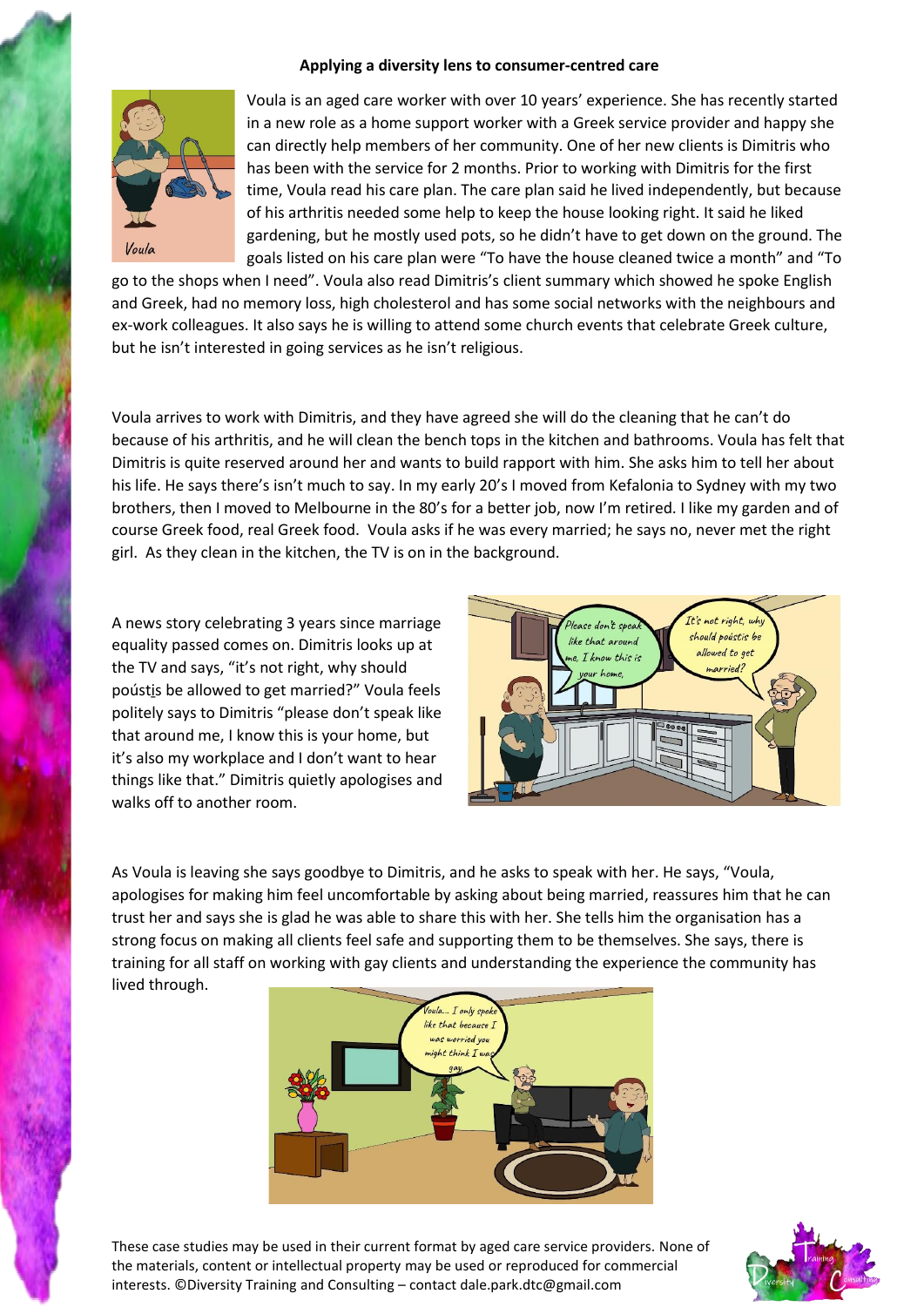**Applying a diversity lens to consumer-centred care**

Voula is an aged care worker with over 10 years' experience. She has recently started in a new role as a home support worker with a Greek service provider and happy she can directly help members of her community. One of her new clients is Dimitris who has been with the service for 2 months. Prior to working with Dimitris for the first time, Voula read his care plan. The care plan said he lived independently, but because of his arthritis needed some help to keep the house looking right. It said he liked gardening, but he mostly used pots, so he didn't have to get down on the ground. The goals listed on his care plan were "To have the house cleaned twice a month" and "To go to the shops when I need". Voula also read Dimitris's client summary which showed he spoke English and Greek, had no memory loss, high cholesterol and has some social networks with the neighbours and ex-work colleagues. It also says he is willing to attend some church events that celebrate Greek culture, but he isn't interested in going services as he isn't religious.

Voula arrives to work with Dimitris, and they have agreed she will do the cleaning that he can't do because of his arthritis, and he will clean the bench tops in the kitchen and bathrooms. Voula has felt that Dimitris is quite reserved around her and wants to build rapport with him. She asks him to tell her about his life. He says there's isn't much to say. In my early 20's I moved from Kefalonia to Sydney with my two brothers, then I moved to Melbourne in the 80's for a better job, now I'm retired. I like my garden and of course Greek food, real Greek food. Voula asks if he was every married; he says no, never met the right girl. As they clean in the kitchen, the TV is on in the background.

A news story celebrating 3 years since marriage equality passed comes on. Dimitris looks up at the TV and says, "it's not right, why should poústis be allowed to get married?" Voula feels politely says to Dimitris "please don't speak like that around me, I know this is your home, but it's also my workplace and I don't want to hear things like that." Dimitris quietly apologises and walks off to another room.

As Voula is leaving she says goodbye to Dimitris, and he asks to speak with her. He says, "Voula, apologises for making him feel uncomfortable by asking about being married, reassures him that he can trust her and says she is glad he was able to share this with her. She tells him the organisation has a strong focus on making all clients feel safe and supporting them to be themselves. She says, there is training for all staff on working with gay clients and understanding the experience the community has lived through.

These case studies may be used in their current format by aged care service providers. None of the materials, content or intellectual property may be used or reproduced for commercial interests. ©Diversity Training and Consulting – contact dale.park.dtc@gmail.com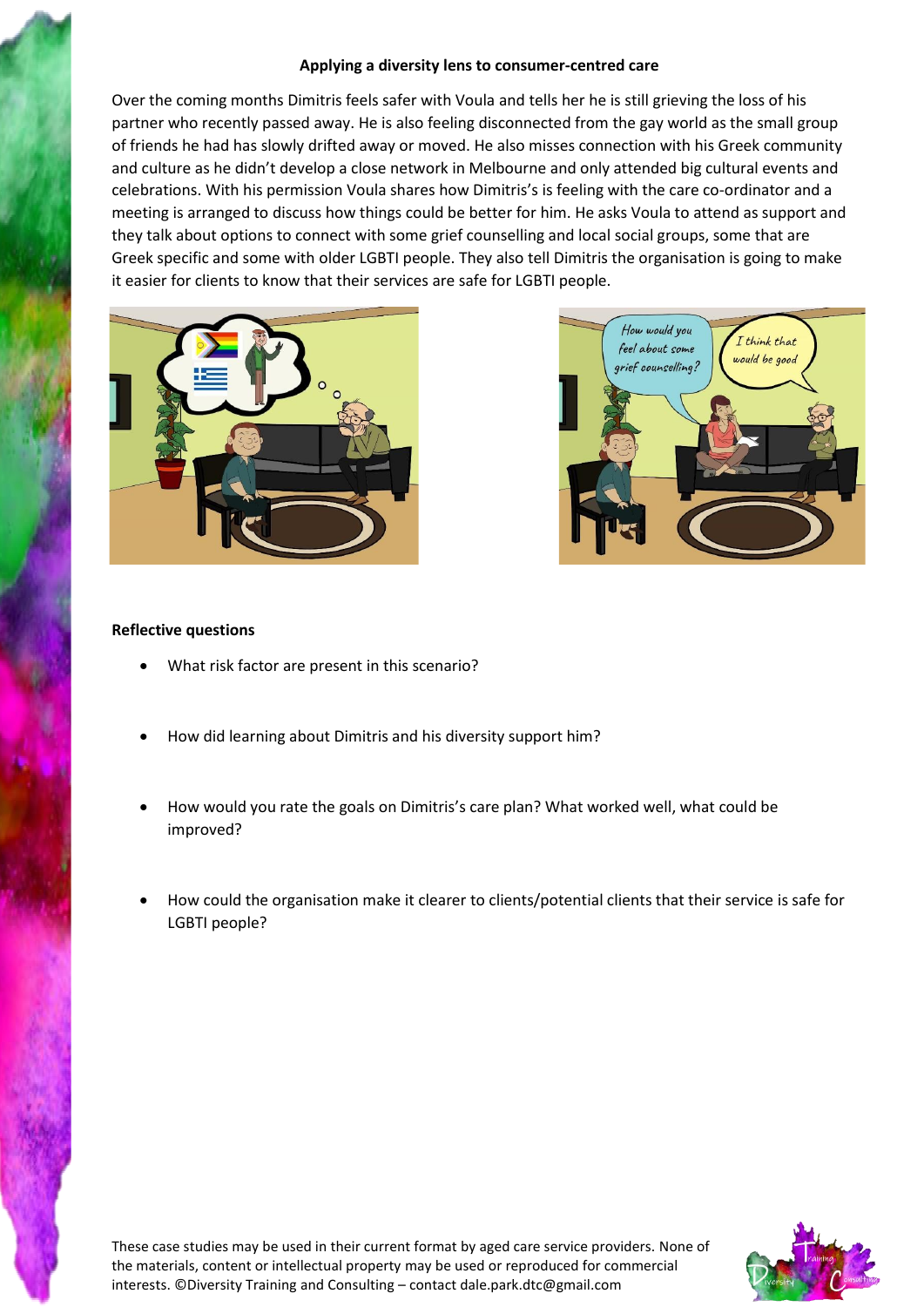## Applying a diversity lens to consumer-centred care

Over the coming months Dimitris feels safer with Voula and tells her he is still grieving the loss of his partner who recently passed away. He is also feeling disconnected from the gay world as the small group of friends he had has slowly drifted away or moved. He also misses connection with his Greek community and culture as he didn't develop a close network in Melbourne and only attended big cultural events and celebrations. With his permission Voula shares how Dimitris's is feeling with the care co-ordinator and a meeting is arranged to discuss how things could be better for him. He asks Voula to attend as support and they talk about options to connect with some grief counselling and local social groups, some that are Greek specific and some with older LGBTI people. They also tell Dimitris the organisation is going to make it easier for clients to know that their services are safe for LGBTI people.

**Reflective questions**

- What risk factor are present in this scenario?
- How did learning about Dimitris and his diversity support him?
- How would you rate the goals on Dimitris's care plan? What worked well, what could be improved?
- How could the organisation make it clearer to clients/potential clients that their service is safe for LGBTI people?

These case studies may be used in their current format by aged care service providers. None of the materials, content or intellectual property may be used or reproduced for commercial interests. ©Diversity Training and Consulting – contact dale.park.dtc@gmail.com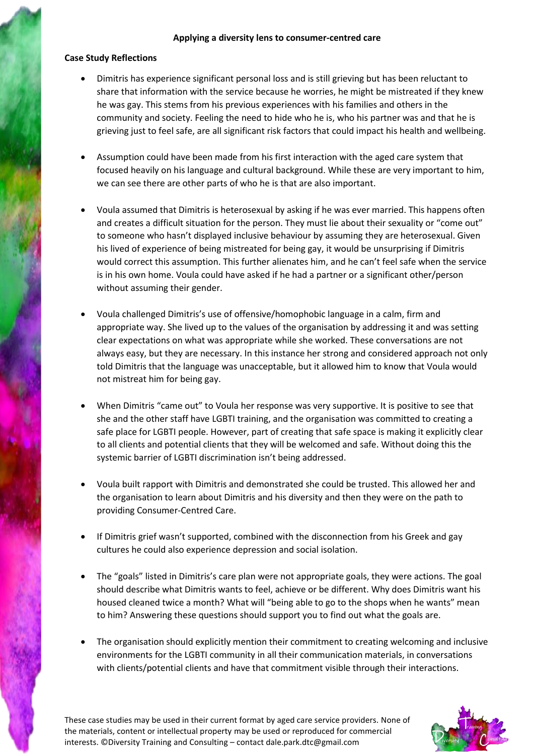**Applying a diversity lens to consumer-centred care**

**Case Study Reflections**

- Dimitris has experience significant personal loss and is still grieving but has been reluctant to share that information with the service because he worries, he might be mistreated if they knew he was gay. This stems from his previous experiences with his families and others in the community and society. Feeling the need to hide who he is, who his partner was and that he is grieving just to feel safe, are all significant risk factors that could impact his health and wellbeing.

- Assumption could have been made from his first interaction with the aged care system that focused heavily on his language and cultural background. While these are very important to him, we can see there are other parts of who he is that are also important.

- Voula assumed that Dimitris is heterosexual by asking if he was ever married. This happens often and creates a difficult situation for the person. They must lie about their sexuality or "come out" to someone who hasn't displayed inclusive behaviour by assuming they are heterosexual. Given his lived of experience of being mistreated for being gay, it would be unsurprising if Dimitris would correct this assumption. This further alienates him, and he can't feel safe when the service is in his own home. Voula could have asked if he had a partner or a significant other/person without assuming their gender.

- Voula challenged Dimitris's use of offensive/homophobic language in a calm, firm and appropriate way. She lived up to the values of the organisation by addressing it and was setting clear expectations on what was appropriate while she worked. These conversations are not always easy, but they are necessary. In this instance her strong and considered approach not only told Dimitris that the language was unacceptable, but it allowed him to know that Voula would not mistreat him for being gay.

- When Dimitris "came out" to Voula her response was very supportive. It is positive to see that she and the other staff have LGBTI training, and the organisation was committed to creating a safe place for LGBTI people. However, part of creating that safe space is making it explicitly clear to all clients and potential clients that they will be welcomed and safe. Without doing this the systemic barrier of LGBTI discrimination isn't being addressed.

- Voula built rapport with Dimitris and demonstrated she could be trusted. This allowed her and the organisation to learn about Dimitris and his diversity and then they were on the path to providing Consumer-Centred Care.

- If Dimitris grief wasn't supported, combined with the disconnection from his Greek and gay cultures he could also experience depression and social isolation.

- The "goals" listed in Dimitris's care plan were not appropriate goals, they were actions. The goal should describe what Dimitris wants to feel, achieve or be different. Why does Dimitris want his housed cleaned twice a month? What will "being able to go to the shops when he wants" mean to him? Answering these questions should support you to find out what the goals are.

- The organisation should explicitly mention their commitment to creating welcoming and inclusive environments for the LGBTI community in all their communication materials, in conversations with clients/potential clients and have that commitment visible through their interactions.

These case studies may be used in their current format by aged care service providers. None of the materials, content or intellectual property may be used or reproduced for commercial interests. ©Diversity Training and Consulting – contact dale.park.dtc@gmail.com